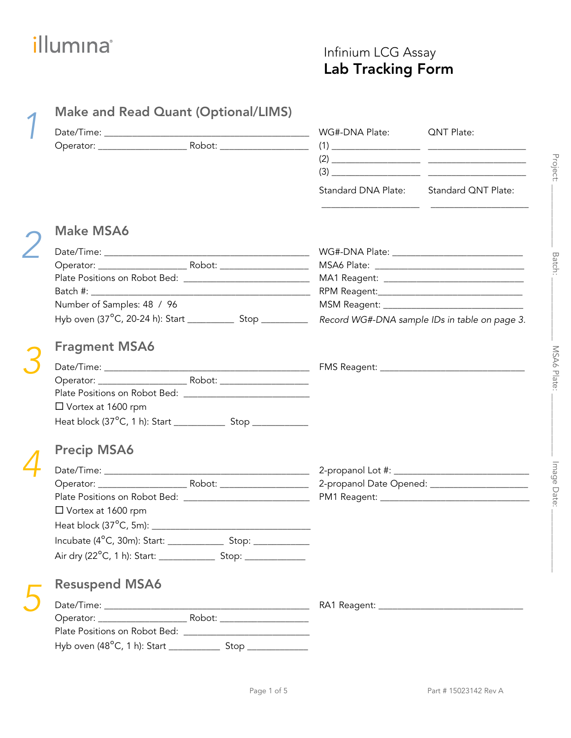illumina®

# Infinium LCG Assay
# Lab Tracking Form

## 1 Make and Read Quant (Optional/LIMS)

Date/Time: ______________________________

Operator: ______________ Robot: ______________

| | WG#-DNA Plate: | QNT Plate: |
|---|---|---|
| (1) | ______________ | ______________ |
| (2) | ______________ | ______________ |
| (3) | ______________ | ______________ |

Standard DNA Plate: ______________

Standard QNT Plate: ______________

## 2 Make MSA6

Date/Time: ______________________________

Operator: ______________ Robot: ______________

Plate Positions on Robot Bed: ______________

Batch #: ______________________________

Number of Samples: 48 / 96

Hyb oven (37°C, 20-24 h): Start ________ Stop ________

WG#-DNA Plate: ______________

MSA6 Plate: ______________

MA1 Reagent: ______________

RPM Reagent: ______________

MSM Reagent: ______________

*Record WG#-DNA sample IDs in table on page 3.*

## 3 Fragment MSA6

Date/Time: ______________________________

Operator: ______________ Robot: ______________

Plate Positions on Robot Bed: ______________

☐ Vortex at 1600 rpm

Heat block (37°C, 1 h): Start ________ Stop ________

FMS Reagent: ______________

## 4 Precip MSA6

Date/Time: ______________________________

Operator: ______________ Robot: ______________

Plate Positions on Robot Bed: ______________

☐ Vortex at 1600 rpm

Heat block (37°C, 5m): ______________

Incubate (4°C, 30m): Start: ________ Stop: ________

Air dry (22°C, 1 h): Start: ________ Stop: ________

2-propanol Lot #: ______________

2-propanol Date Opened: ______________

PM1 Reagent: ______________

## 5 Resuspend MSA6

Date/Time: ______________________________

Operator: ______________ Robot: ______________

Plate Positions on Robot Bed: ______________

Hyb oven (48°C, 1 h): Start ________ Stop ________

RA1 Reagent: ______________

Project: ________ Batch: ________ MSA6 Plate: ________ Image Date: ________

Part # 15023142 Rev A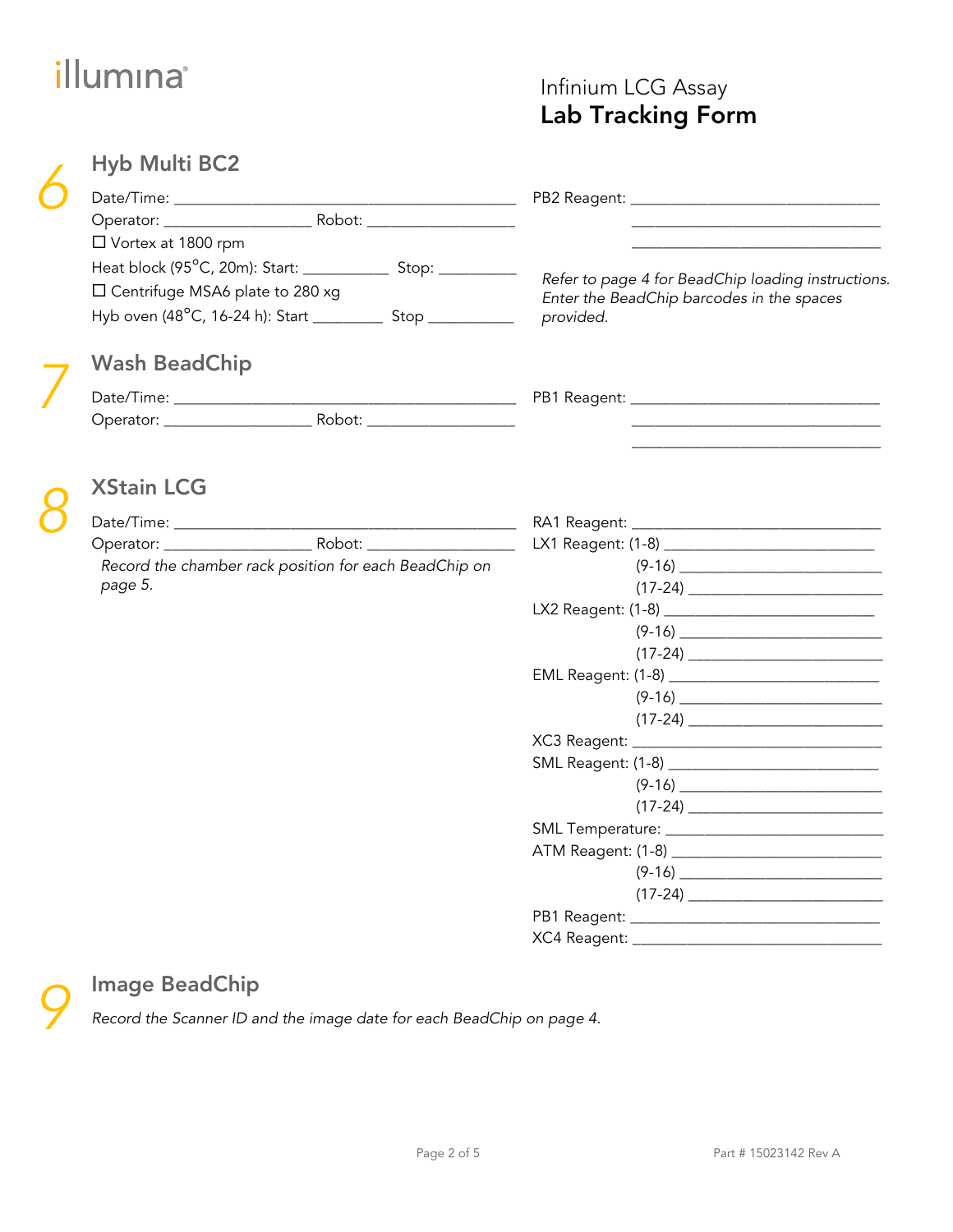# Infinium LCG Assay
## Lab Tracking Form

## 6 Hyb Multi BC2

Date/Time: ______________________________________________

Operator: ____________________ Robot: ____________________

☐ Vortex at 1800 rpm

Heat block (95°C, 20m): Start: ___________ Stop: __________

☐ Centrifuge MSA6 plate to 280 xg

Hyb oven (48°C, 16-24 h): Start _________ Stop ___________

PB2 Reagent: ________________________________

________________________________

________________________________

*Refer to page 4 for BeadChip loading instructions. Enter the BeadChip barcodes in the spaces provided.*

## 7 Wash BeadChip

Date/Time: ______________________________________________

Operator: ____________________ Robot: ____________________

PB1 Reagent: ________________________________

________________________________

________________________________

## 8 XStain LCG

Date/Time: ______________________________________________

Operator: ____________________ Robot: ____________________

*Record the chamber rack position for each BeadChip on page 5.*

RA1 Reagent: ________________________________

LX1 Reagent: (1-8) ___________________________

(9-16) ___________________________

(17-24) ___________________________

LX2 Reagent: (1-8) ___________________________

(9-16) ___________________________

(17-24) ___________________________

EML Reagent: (1-8) ___________________________

(9-16) ___________________________

(17-24) ___________________________

XC3 Reagent: ________________________________

SML Reagent: (1-8) ___________________________

(9-16) ___________________________

(17-24) ___________________________

SML Temperature: ____________________________

ATM Reagent: (1-8) ___________________________

(9-16) ___________________________

(17-24) ___________________________

PB1 Reagent: ________________________________

XC4 Reagent: ________________________________

## 9 Image BeadChip

*Record the Scanner ID and the image date for each BeadChip on page 4.*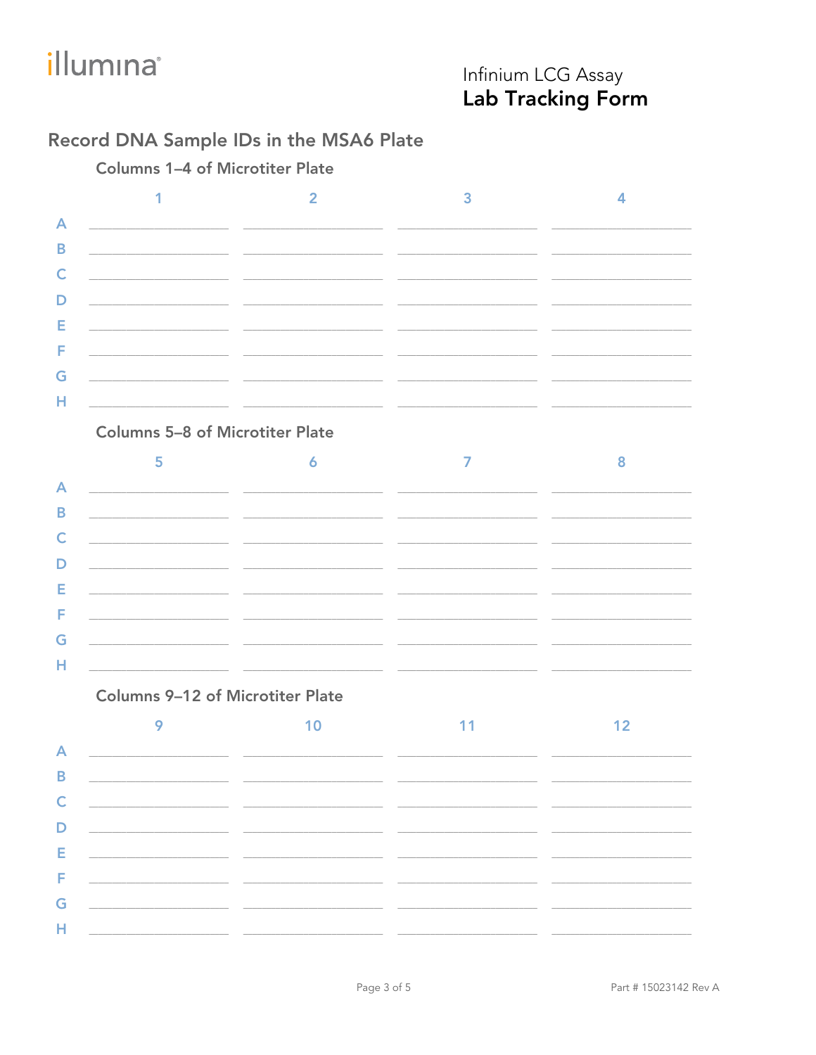Infinium LCG Assay
**Lab Tracking Form**

## Record DNA Sample IDs in the MSA6 Plate

### Columns 1–4 of Microtiter Plate

| | 1 | 2 | 3 | 4 |
|---|---|---|---|---|
| A | | | | |
| B | | | | |
| C | | | | |
| D | | | | |
| E | | | | |
| F | | | | |
| G | | | | |
| H | | | | |

### Columns 5–8 of Microtiter Plate

| | 5 | 6 | 7 | 8 |
|---|---|---|---|---|
| A | | | | |
| B | | | | |
| C | | | | |
| D | | | | |
| E | | | | |
| F | | | | |
| G | | | | |
| H | | | | |

### Columns 9–12 of Microtiter Plate

| | 9 | 10 | 11 | 12 |
|---|---|---|---|---|
| A | | | | |
| B | | | | |
| C | | | | |
| D | | | | |
| E | | | | |
| F | | | | |
| G | | | | |
| H | | | | |

Part # 15023142 Rev A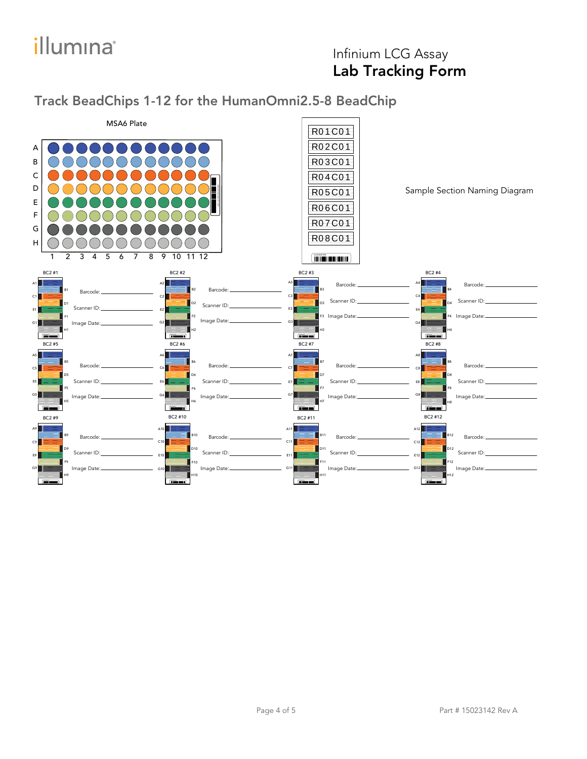# Infinium LCG Assay
# Lab Tracking Form

## Track BeadChips 1-12 for the HumanOmni2.5-8 BeadChip

MSA6 Plate

A
B
C
D
E
F
G
H

1 2 3 4 5 6 7 8 9 10 11 12

R01C01
R02C01
R03C01
R04C01
R05C01
R06C01
R07C01
R08C01

Sample Section Naming Diagram

| BeadChip | Samples | Barcode | Scanner ID | Image Date |
| --- | --- | --- | --- | --- |
| BC2 #1 | A1, B1, C1, D1, E1, F1, G1, H1 | | | |
| BC2 #2 | A2, B2, C2, D2, E2, F2, G2, H2 | | | |
| BC2 #3 | A3, B3, C3, D3, E3, F3, G3, H3 | | | |
| BC2 #4 | A4, B4, C4, D4, E4, F4, G4, H4 | | | |
| BC2 #5 | A5, B5, C5, D5, E5, F5, G5, H5 | | | |
| BC2 #6 | A6, B6, C6, D6, E6, F6, G6, H6 | | | |
| BC2 #7 | A7, B7, C7, D7, E7, F7, G7, H7 | | | |
| BC2 #8 | A8, B8, C8, D8, E8, F8, G8, H8 | | | |
| BC2 #9 | A9, B9, C9, D9, E9, F9, G9, H9 | | | |
| BC2 #10 | A10, B10, C10, D10, E10, F10, G10, H10 | | | |
| BC2 #11 | A11, B11, C11, D11, E11, F11, G11, H11 | | | |
| BC2 #12 | A12, B12, C12, D12, E12, F12, G12, H12 | | | |

Part # 15023142 Rev A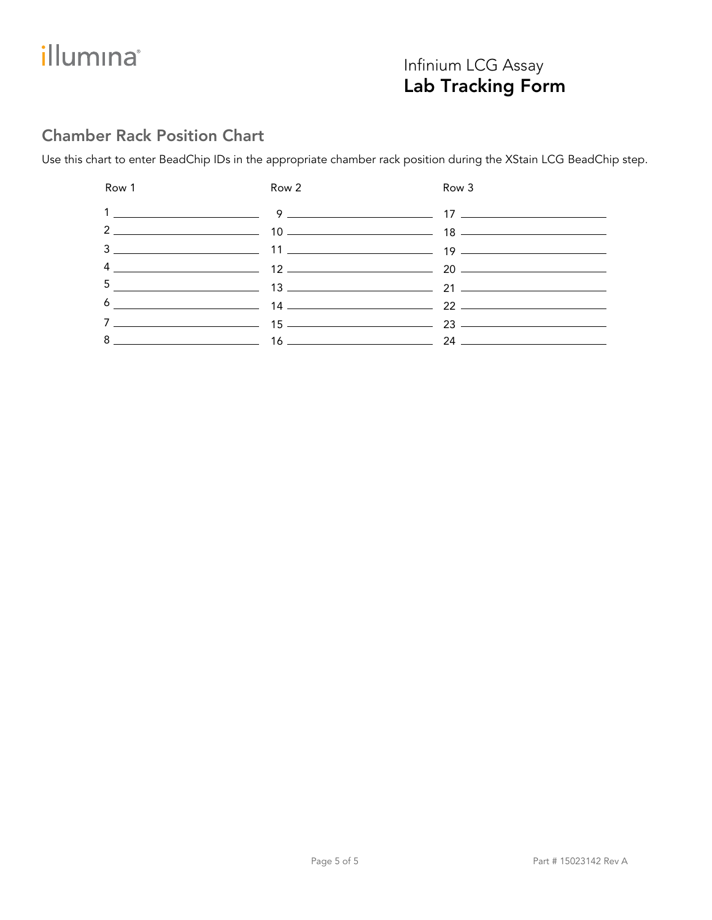Infinium LCG Assay
**Lab Tracking Form**

## Chamber Rack Position Chart

Use this chart to enter BeadChip IDs in the appropriate chamber rack position during the XStain LCG BeadChip step.

| Row 1 | Row 2 | Row 3 |
|---|---|---|
| 1 ______ | 9 ______ | 17 ______ |
| 2 ______ | 10 ______ | 18 ______ |
| 3 ______ | 11 ______ | 19 ______ |
| 4 ______ | 12 ______ | 20 ______ |
| 5 ______ | 13 ______ | 21 ______ |
| 6 ______ | 14 ______ | 22 ______ |
| 7 ______ | 15 ______ | 23 ______ |
| 8 ______ | 16 ______ | 24 ______ |

Part # 15023142 Rev A